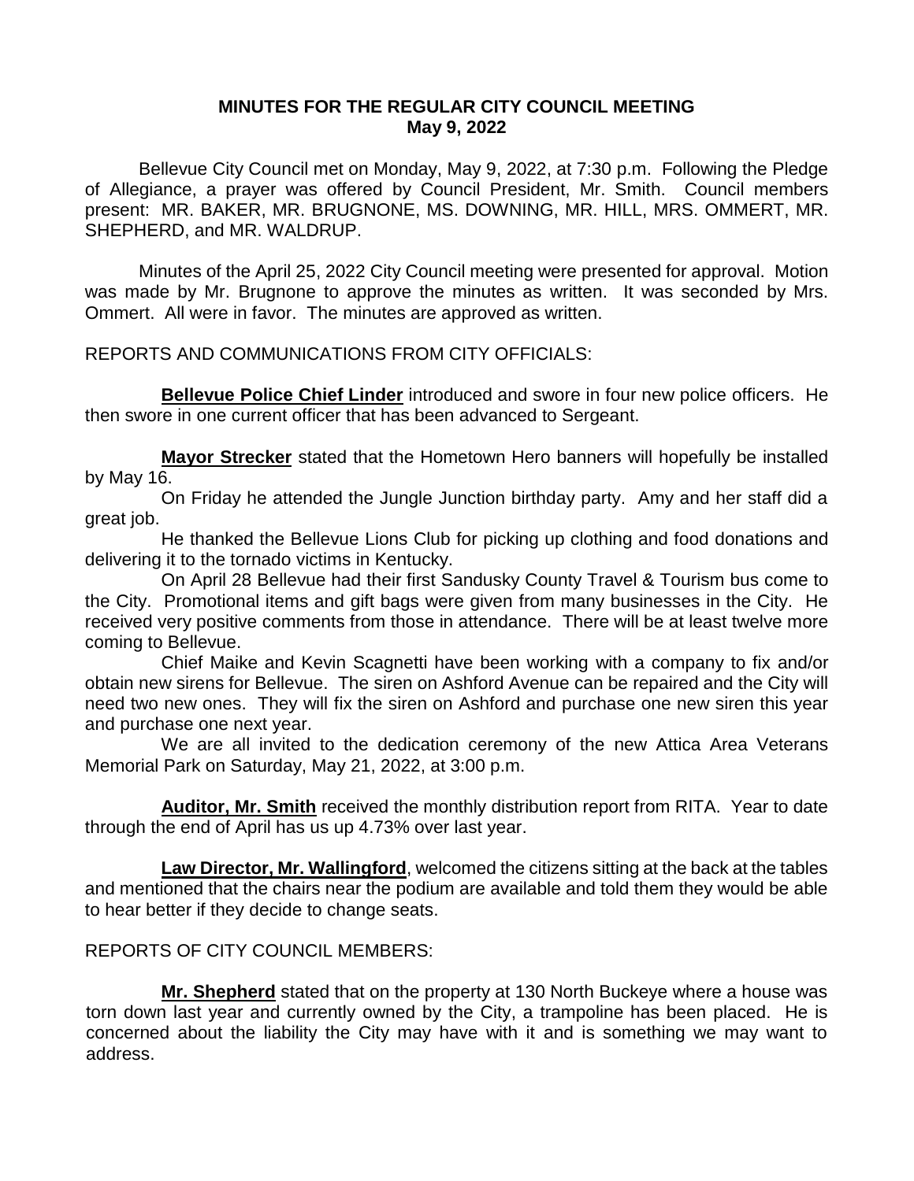**MINUTES FOR THE REGULAR CITY COUNCIL MEETING**
**May 9, 2022**

Bellevue City Council met on Monday, May 9, 2022, at 7:30 p.m. Following the Pledge of Allegiance, a prayer was offered by Council President, Mr. Smith. Council members present: MR. BAKER, MR. BRUGNONE, MS. DOWNING, MR. HILL, MRS. OMMERT, MR. SHEPHERD, and MR. WALDRUP.

Minutes of the April 25, 2022 City Council meeting were presented for approval. Motion was made by Mr. Brugnone to approve the minutes as written. It was seconded by Mrs. Ommert. All were in favor. The minutes are approved as written.

REPORTS AND COMMUNICATIONS FROM CITY OFFICIALS:

**Bellevue Police Chief Linder** introduced and swore in four new police officers. He then swore in one current officer that has been advanced to Sergeant.

**Mayor Strecker** stated that the Hometown Hero banners will hopefully be installed by May 16.

On Friday he attended the Jungle Junction birthday party. Amy and her staff did a great job.

He thanked the Bellevue Lions Club for picking up clothing and food donations and delivering it to the tornado victims in Kentucky.

On April 28 Bellevue had their first Sandusky County Travel & Tourism bus come to the City. Promotional items and gift bags were given from many businesses in the City. He received very positive comments from those in attendance. There will be at least twelve more coming to Bellevue.

Chief Maike and Kevin Scagnetti have been working with a company to fix and/or obtain new sirens for Bellevue. The siren on Ashford Avenue can be repaired and the City will need two new ones. They will fix the siren on Ashford and purchase one new siren this year and purchase one next year.

We are all invited to the dedication ceremony of the new Attica Area Veterans Memorial Park on Saturday, May 21, 2022, at 3:00 p.m.

**Auditor, Mr. Smith** received the monthly distribution report from RITA. Year to date through the end of April has us up 4.73% over last year.

**Law Director, Mr. Wallingford**, welcomed the citizens sitting at the back at the tables and mentioned that the chairs near the podium are available and told them they would be able to hear better if they decide to change seats.

REPORTS OF CITY COUNCIL MEMBERS:

**Mr. Shepherd** stated that on the property at 130 North Buckeye where a house was torn down last year and currently owned by the City, a trampoline has been placed. He is concerned about the liability the City may have with it and is something we may want to address.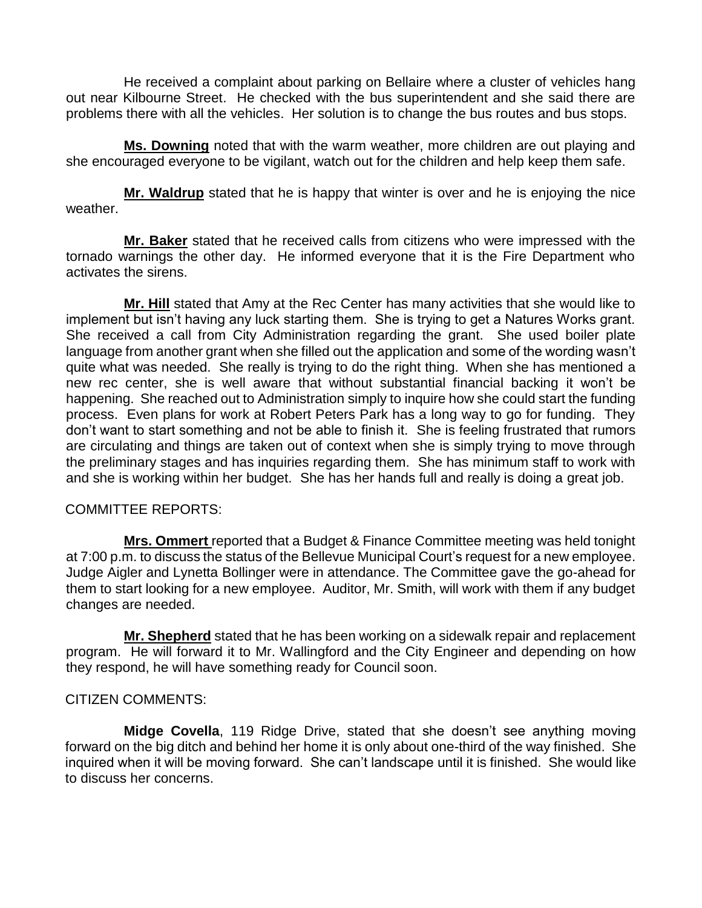He received a complaint about parking on Bellaire where a cluster of vehicles hang out near Kilbourne Street. He checked with the bus superintendent and she said there are problems there with all the vehicles. Her solution is to change the bus routes and bus stops.

**Ms. Downing** noted that with the warm weather, more children are out playing and she encouraged everyone to be vigilant, watch out for the children and help keep them safe.

**Mr. Waldrup** stated that he is happy that winter is over and he is enjoying the nice weather.

**Mr. Baker** stated that he received calls from citizens who were impressed with the tornado warnings the other day. He informed everyone that it is the Fire Department who activates the sirens.

**Mr. Hill** stated that Amy at the Rec Center has many activities that she would like to implement but isn't having any luck starting them. She is trying to get a Natures Works grant. She received a call from City Administration regarding the grant. She used boiler plate language from another grant when she filled out the application and some of the wording wasn't quite what was needed. She really is trying to do the right thing. When she has mentioned a new rec center, she is well aware that without substantial financial backing it won't be happening. She reached out to Administration simply to inquire how she could start the funding process. Even plans for work at Robert Peters Park has a long way to go for funding. They don't want to start something and not be able to finish it. She is feeling frustrated that rumors are circulating and things are taken out of context when she is simply trying to move through the preliminary stages and has inquiries regarding them. She has minimum staff to work with and she is working within her budget. She has her hands full and really is doing a great job.

COMMITTEE REPORTS:

**Mrs. Ommert** reported that a Budget & Finance Committee meeting was held tonight at 7:00 p.m. to discuss the status of the Bellevue Municipal Court's request for a new employee. Judge Aigler and Lynetta Bollinger were in attendance. The Committee gave the go-ahead for them to start looking for a new employee. Auditor, Mr. Smith, will work with them if any budget changes are needed.

**Mr. Shepherd** stated that he has been working on a sidewalk repair and replacement program. He will forward it to Mr. Wallingford and the City Engineer and depending on how they respond, he will have something ready for Council soon.

CITIZEN COMMENTS:

**Midge Covella**, 119 Ridge Drive, stated that she doesn't see anything moving forward on the big ditch and behind her home it is only about one-third of the way finished. She inquired when it will be moving forward. She can't landscape until it is finished. She would like to discuss her concerns.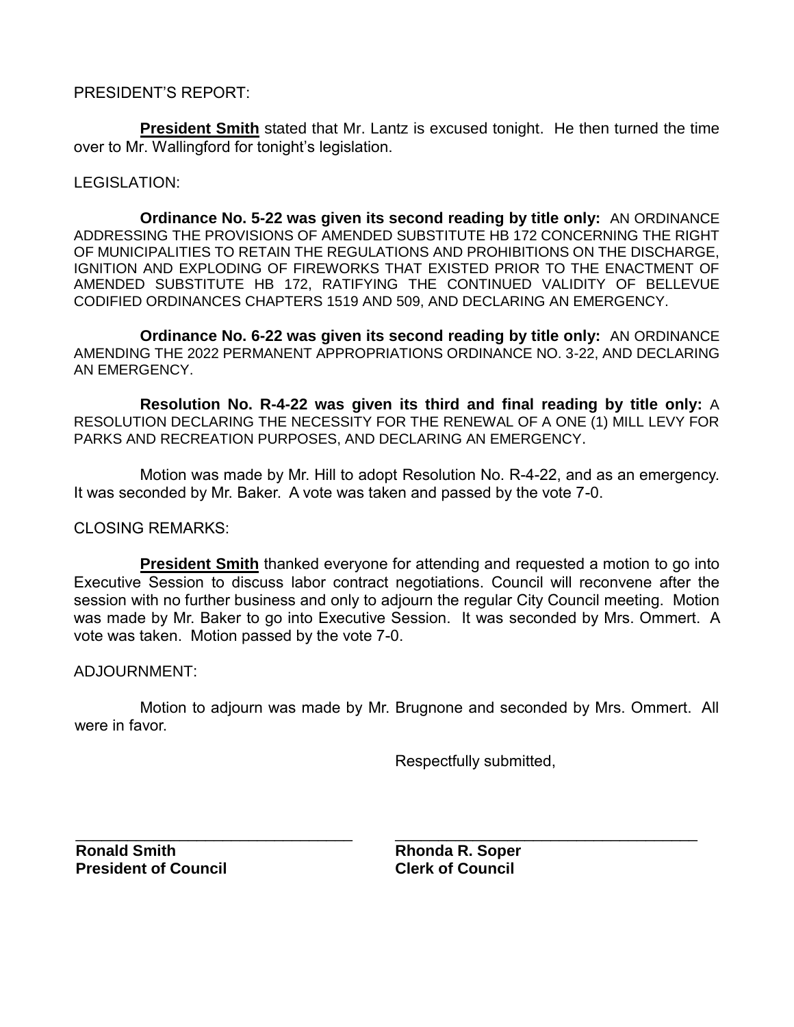PRESIDENT'S REPORT:

**President Smith** stated that Mr. Lantz is excused tonight. He then turned the time over to Mr. Wallingford for tonight's legislation.

LEGISLATION:

**Ordinance No. 5-22 was given its second reading by title only:** AN ORDINANCE ADDRESSING THE PROVISIONS OF AMENDED SUBSTITUTE HB 172 CONCERNING THE RIGHT OF MUNICIPALITIES TO RETAIN THE REGULATIONS AND PROHIBITIONS ON THE DISCHARGE, IGNITION AND EXPLODING OF FIREWORKS THAT EXISTED PRIOR TO THE ENACTMENT OF AMENDED SUBSTITUTE HB 172, RATIFYING THE CONTINUED VALIDITY OF BELLEVUE CODIFIED ORDINANCES CHAPTERS 1519 AND 509, AND DECLARING AN EMERGENCY.

**Ordinance No. 6-22 was given its second reading by title only:** AN ORDINANCE AMENDING THE 2022 PERMANENT APPROPRIATIONS ORDINANCE NO. 3-22, AND DECLARING AN EMERGENCY.

**Resolution No. R-4-22 was given its third and final reading by title only:** A RESOLUTION DECLARING THE NECESSITY FOR THE RENEWAL OF A ONE (1) MILL LEVY FOR PARKS AND RECREATION PURPOSES, AND DECLARING AN EMERGENCY.

Motion was made by Mr. Hill to adopt Resolution No. R-4-22, and as an emergency. It was seconded by Mr. Baker. A vote was taken and passed by the vote 7-0.

CLOSING REMARKS:

**President Smith** thanked everyone for attending and requested a motion to go into Executive Session to discuss labor contract negotiations. Council will reconvene after the session with no further business and only to adjourn the regular City Council meeting. Motion was made by Mr. Baker to go into Executive Session. It was seconded by Mrs. Ommert. A vote was taken. Motion passed by the vote 7-0.

ADJOURNMENT:

Motion to adjourn was made by Mr. Brugnone and seconded by Mrs. Ommert. All were in favor.

Respectfully submitted,

\_\_\_\_\_\_\_\_\_\_\_\_\_\_\_\_\_\_\_\_\_\_\_\_\_\_\_\_\_\_\_\_\_\_
**Ronald Smith**
**President of Council**

\_\_\_\_\_\_\_\_\_\_\_\_\_\_\_\_\_\_\_\_\_\_\_\_\_\_\_\_\_\_\_\_\_\_
**Rhonda R. Soper**
**Clerk of Council**